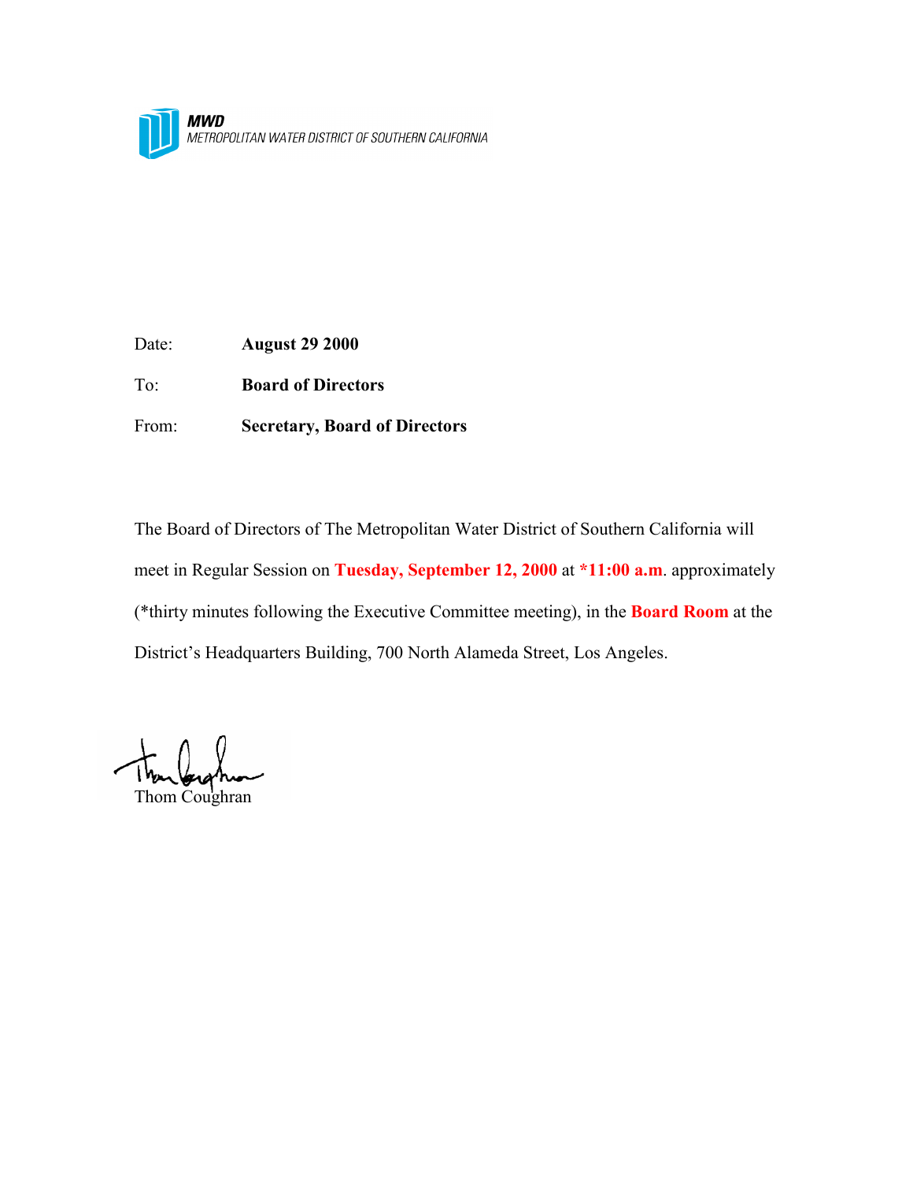**MWD**
METROPOLITAN WATER DISTRICT OF SOUTHERN CALIFORNIA

Date: **August 29 2000**

To: **Board of Directors**

From: **Secretary, Board of Directors**

The Board of Directors of The Metropolitan Water District of Southern California will meet in Regular Session on **Tuesday, September 12, 2000** at **\*11:00 a.m**. approximately (\*thirty minutes following the Executive Committee meeting), in the **Board Room** at the District's Headquarters Building, 700 North Alameda Street, Los Angeles.

Thom Coughran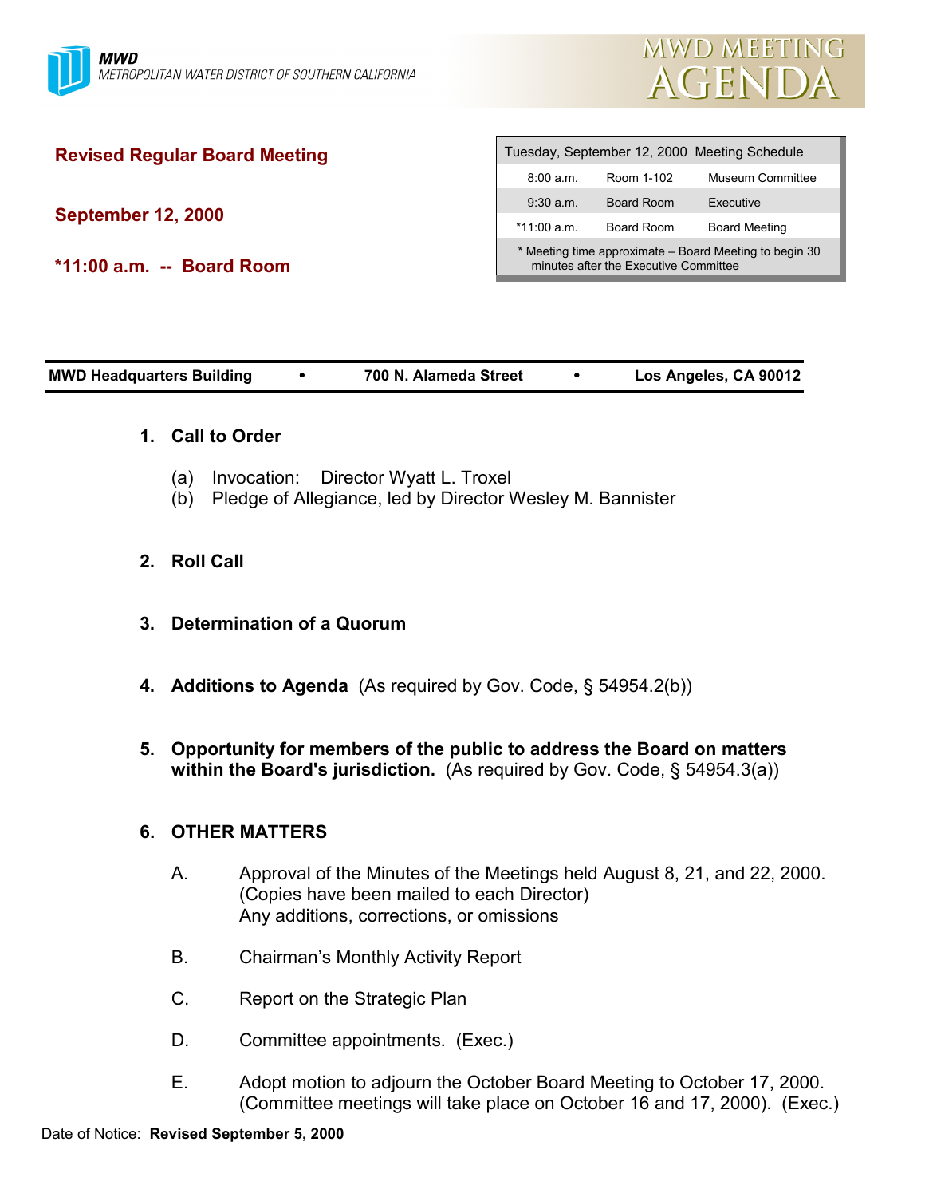**MWD**
METROPOLITAN WATER DISTRICT OF SOUTHERN CALIFORNIA

# MWD MEETING AGENDA

## Revised Regular Board Meeting

**September 12, 2000**

**\*11:00 a.m. -- Board Room**

| Tuesday, September 12, 2000 Meeting Schedule | | |
|---|---|---|
| 8:00 a.m. | Room 1-102 | Museum Committee |
| 9:30 a.m. | Board Room | Executive |
| \*11:00 a.m. | Board Room | Board Meeting |
| \* Meeting time approximate – Board Meeting to begin 30 minutes after the Executive Committee | | |

**MWD Headquarters Building • 700 N. Alameda Street • Los Angeles, CA 90012**

1. **Call to Order**

   (a) Invocation: Director Wyatt L. Troxel
   (b) Pledge of Allegiance, led by Director Wesley M. Bannister

2. **Roll Call**

3. **Determination of a Quorum**

4. **Additions to Agenda** (As required by Gov. Code, § 54954.2(b))

5. **Opportunity for members of the public to address the Board on matters within the Board's jurisdiction.** (As required by Gov. Code, § 54954.3(a))

6. **OTHER MATTERS**

   A. Approval of the Minutes of the Meetings held August 8, 21, and 22, 2000. (Copies have been mailed to each Director)
   Any additions, corrections, or omissions

   B. Chairman's Monthly Activity Report

   C. Report on the Strategic Plan

   D. Committee appointments. (Exec.)

   E. Adopt motion to adjourn the October Board Meeting to October 17, 2000. (Committee meetings will take place on October 16 and 17, 2000). (Exec.)

Date of Notice: **Revised September 5, 2000**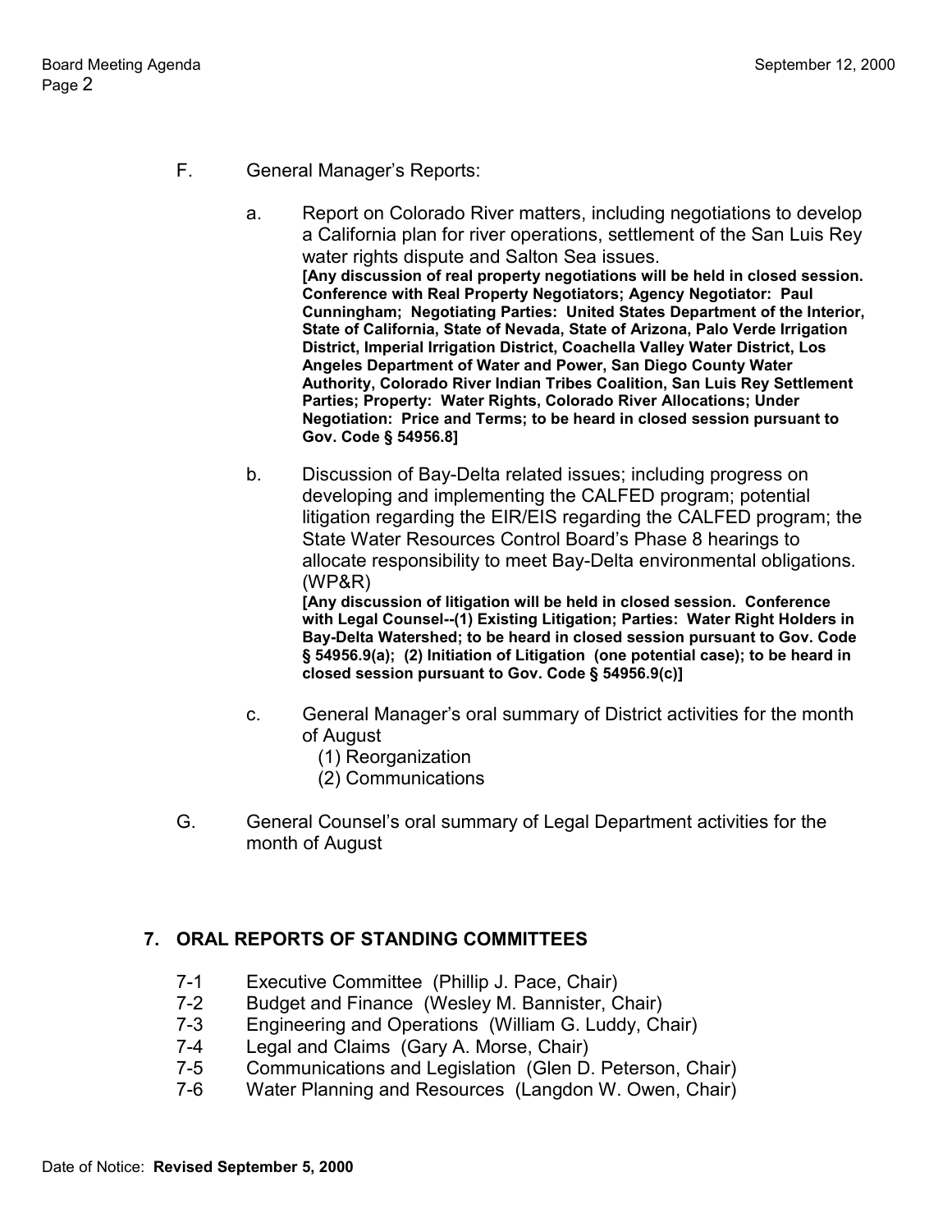F. General Manager's Reports:

a. Report on Colorado River matters, including negotiations to develop a California plan for river operations, settlement of the San Luis Rey water rights dispute and Salton Sea issues.
**[Any discussion of real property negotiations will be held in closed session. Conference with Real Property Negotiators; Agency Negotiator: Paul Cunningham; Negotiating Parties: United States Department of the Interior, State of California, State of Nevada, State of Arizona, Palo Verde Irrigation District, Imperial Irrigation District, Coachella Valley Water District, Los Angeles Department of Water and Power, San Diego County Water Authority, Colorado River Indian Tribes Coalition, San Luis Rey Settlement Parties; Property: Water Rights, Colorado River Allocations; Under Negotiation: Price and Terms; to be heard in closed session pursuant to Gov. Code § 54956.8]**

b. Discussion of Bay-Delta related issues; including progress on developing and implementing the CALFED program; potential litigation regarding the EIR/EIS regarding the CALFED program; the State Water Resources Control Board's Phase 8 hearings to allocate responsibility to meet Bay-Delta environmental obligations. (WP&R)
**[Any discussion of litigation will be held in closed session. Conference with Legal Counsel--(1) Existing Litigation; Parties: Water Right Holders in Bay-Delta Watershed; to be heard in closed session pursuant to Gov. Code § 54956.9(a); (2) Initiation of Litigation (one potential case); to be heard in closed session pursuant to Gov. Code § 54956.9(c)]**

c. General Manager's oral summary of District activities for the month of August
   (1) Reorganization
   (2) Communications

G. General Counsel's oral summary of Legal Department activities for the month of August

## 7. ORAL REPORTS OF STANDING COMMITTEES

7-1 Executive Committee (Phillip J. Pace, Chair)
7-2 Budget and Finance (Wesley M. Bannister, Chair)
7-3 Engineering and Operations (William G. Luddy, Chair)
7-4 Legal and Claims (Gary A. Morse, Chair)
7-5 Communications and Legislation (Glen D. Peterson, Chair)
7-6 Water Planning and Resources (Langdon W. Owen, Chair)

Date of Notice: **Revised September 5, 2000**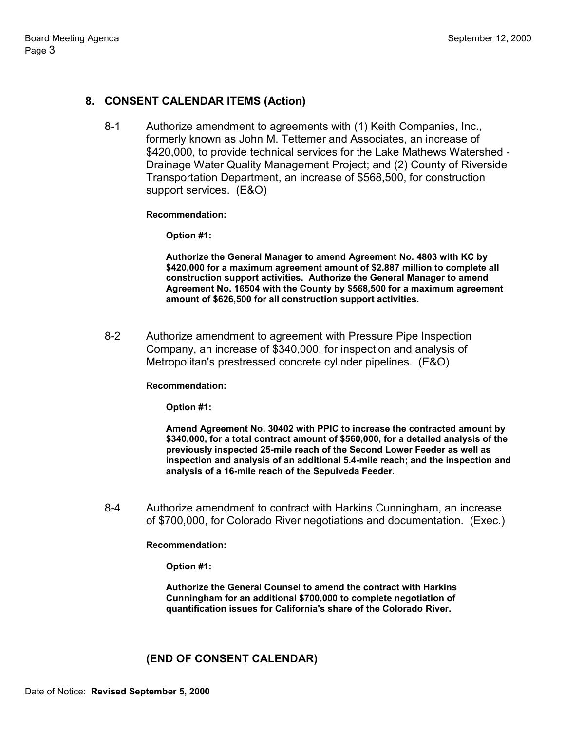## 8. CONSENT CALENDAR ITEMS (Action)

8-1 Authorize amendment to agreements with (1) Keith Companies, Inc., formerly known as John M. Tettemer and Associates, an increase of $420,000, to provide technical services for the Lake Mathews Watershed - Drainage Water Quality Management Project; and (2) County of Riverside Transportation Department, an increase of $568,500, for construction support services. (E&O)

**Recommendation:**

**Option #1:**

**Authorize the General Manager to amend Agreement No. 4803 with KC by $420,000 for a maximum agreement amount of $2.887 million to complete all construction support activities. Authorize the General Manager to amend Agreement No. 16504 with the County by $568,500 for a maximum agreement amount of $626,500 for all construction support activities.**

8-2 Authorize amendment to agreement with Pressure Pipe Inspection Company, an increase of $340,000, for inspection and analysis of Metropolitan's prestressed concrete cylinder pipelines. (E&O)

**Recommendation:**

**Option #1:**

**Amend Agreement No. 30402 with PPIC to increase the contracted amount by $340,000, for a total contract amount of $560,000, for a detailed analysis of the previously inspected 25-mile reach of the Second Lower Feeder as well as inspection and analysis of an additional 5.4-mile reach; and the inspection and analysis of a 16-mile reach of the Sepulveda Feeder.**

8-4 Authorize amendment to contract with Harkins Cunningham, an increase of $700,000, for Colorado River negotiations and documentation. (Exec.)

**Recommendation:**

**Option #1:**

**Authorize the General Counsel to amend the contract with Harkins Cunningham for an additional $700,000 to complete negotiation of quantification issues for California's share of the Colorado River.**

**(END OF CONSENT CALENDAR)**

Date of Notice: **Revised September 5, 2000**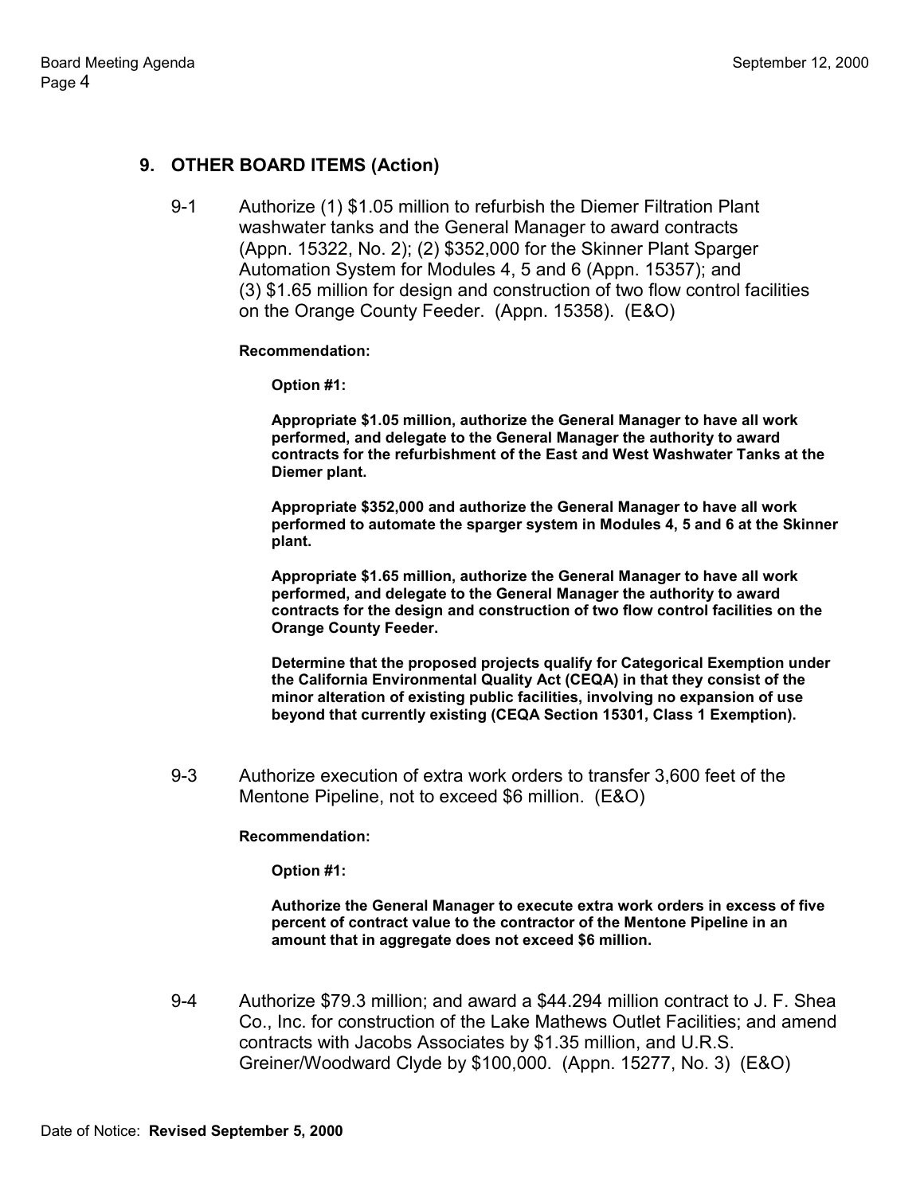## 9. OTHER BOARD ITEMS (Action)

9-1 Authorize (1) $1.05 million to refurbish the Diemer Filtration Plant washwater tanks and the General Manager to award contracts (Appn. 15322, No. 2); (2) $352,000 for the Skinner Plant Sparger Automation System for Modules 4, 5 and 6 (Appn. 15357); and (3) $1.65 million for design and construction of two flow control facilities on the Orange County Feeder. (Appn. 15358). (E&O)

**Recommendation:**

**Option #1:**

**Appropriate $1.05 million, authorize the General Manager to have all work performed, and delegate to the General Manager the authority to award contracts for the refurbishment of the East and West Washwater Tanks at the Diemer plant.**

**Appropriate $352,000 and authorize the General Manager to have all work performed to automate the sparger system in Modules 4, 5 and 6 at the Skinner plant.**

**Appropriate $1.65 million, authorize the General Manager to have all work performed, and delegate to the General Manager the authority to award contracts for the design and construction of two flow control facilities on the Orange County Feeder.**

**Determine that the proposed projects qualify for Categorical Exemption under the California Environmental Quality Act (CEQA) in that they consist of the minor alteration of existing public facilities, involving no expansion of use beyond that currently existing (CEQA Section 15301, Class 1 Exemption).**

9-3 Authorize execution of extra work orders to transfer 3,600 feet of the Mentone Pipeline, not to exceed $6 million. (E&O)

**Recommendation:**

**Option #1:**

**Authorize the General Manager to execute extra work orders in excess of five percent of contract value to the contractor of the Mentone Pipeline in an amount that in aggregate does not exceed $6 million.**

9-4 Authorize $79.3 million; and award a $44.294 million contract to J. F. Shea Co., Inc. for construction of the Lake Mathews Outlet Facilities; and amend contracts with Jacobs Associates by $1.35 million, and U.R.S. Greiner/Woodward Clyde by $100,000. (Appn. 15277, No. 3) (E&O)

Date of Notice: **Revised September 5, 2000**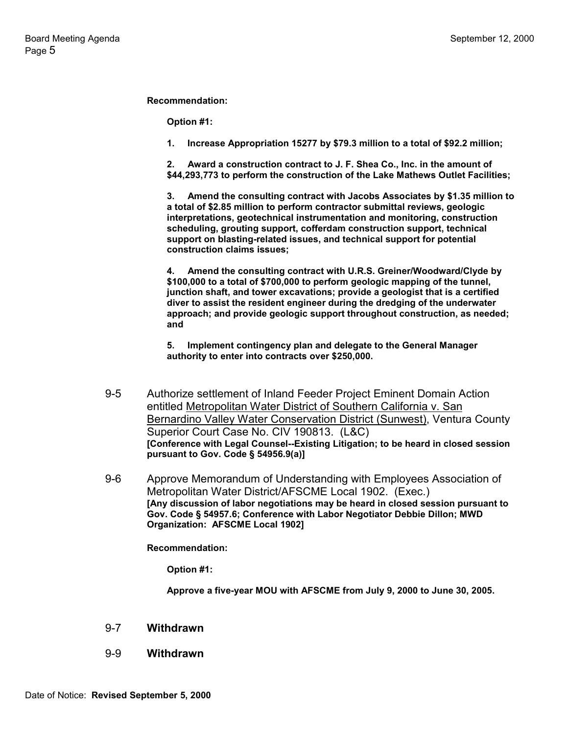**Recommendation:**

**Option #1:**

**1. Increase Appropriation 15277 by $79.3 million to a total of $92.2 million;**

**2. Award a construction contract to J. F. Shea Co., Inc. in the amount of $44,293,773 to perform the construction of the Lake Mathews Outlet Facilities;**

**3. Amend the consulting contract with Jacobs Associates by $1.35 million to a total of $2.85 million to perform contractor submittal reviews, geologic interpretations, geotechnical instrumentation and monitoring, construction scheduling, grouting support, cofferdam construction support, technical support on blasting-related issues, and technical support for potential construction claims issues;**

**4. Amend the consulting contract with U.R.S. Greiner/Woodward/Clyde by $100,000 to a total of $700,000 to perform geologic mapping of the tunnel, junction shaft, and tower excavations; provide a geologist that is a certified diver to assist the resident engineer during the dredging of the underwater approach; and provide geologic support throughout construction, as needed; and**

**5. Implement contingency plan and delegate to the General Manager authority to enter into contracts over $250,000.**

9-5 Authorize settlement of Inland Feeder Project Eminent Domain Action entitled Metropolitan Water District of Southern California v. San Bernardino Valley Water Conservation District (Sunwest), Ventura County Superior Court Case No. CIV 190813. (L&C)
**[Conference with Legal Counsel--Existing Litigation; to be heard in closed session pursuant to Gov. Code § 54956.9(a)]**

9-6 Approve Memorandum of Understanding with Employees Association of Metropolitan Water District/AFSCME Local 1902. (Exec.)
**[Any discussion of labor negotiations may be heard in closed session pursuant to Gov. Code § 54957.6; Conference with Labor Negotiator Debbie Dillon; MWD Organization: AFSCME Local 1902]**

**Recommendation:**

**Option #1:**

**Approve a five-year MOU with AFSCME from July 9, 2000 to June 30, 2005.**

9-7 **Withdrawn**

9-9 **Withdrawn**

Date of Notice: **Revised September 5, 2000**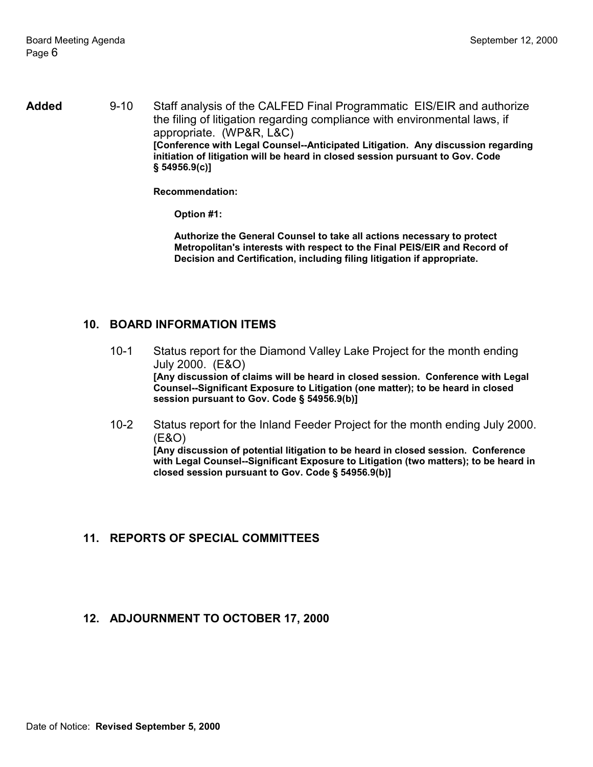**Added** 9-10 Staff analysis of the CALFED Final Programmatic EIS/EIR and authorize the filing of litigation regarding compliance with environmental laws, if appropriate. (WP&R, L&C)
**[Conference with Legal Counsel--Anticipated Litigation. Any discussion regarding initiation of litigation will be heard in closed session pursuant to Gov. Code § 54956.9(c)]**

**Recommendation:**

**Option #1:**

**Authorize the General Counsel to take all actions necessary to protect Metropolitan's interests with respect to the Final PEIS/EIR and Record of Decision and Certification, including filing litigation if appropriate.**

## 10. BOARD INFORMATION ITEMS

10-1 Status report for the Diamond Valley Lake Project for the month ending July 2000. (E&O)
**[Any discussion of claims will be heard in closed session. Conference with Legal Counsel--Significant Exposure to Litigation (one matter); to be heard in closed session pursuant to Gov. Code § 54956.9(b)]**

10-2 Status report for the Inland Feeder Project for the month ending July 2000. (E&O)
**[Any discussion of potential litigation to be heard in closed session. Conference with Legal Counsel--Significant Exposure to Litigation (two matters); to be heard in closed session pursuant to Gov. Code § 54956.9(b)]**

## 11. REPORTS OF SPECIAL COMMITTEES

## 12. ADJOURNMENT TO OCTOBER 17, 2000

Date of Notice: **Revised September 5, 2000**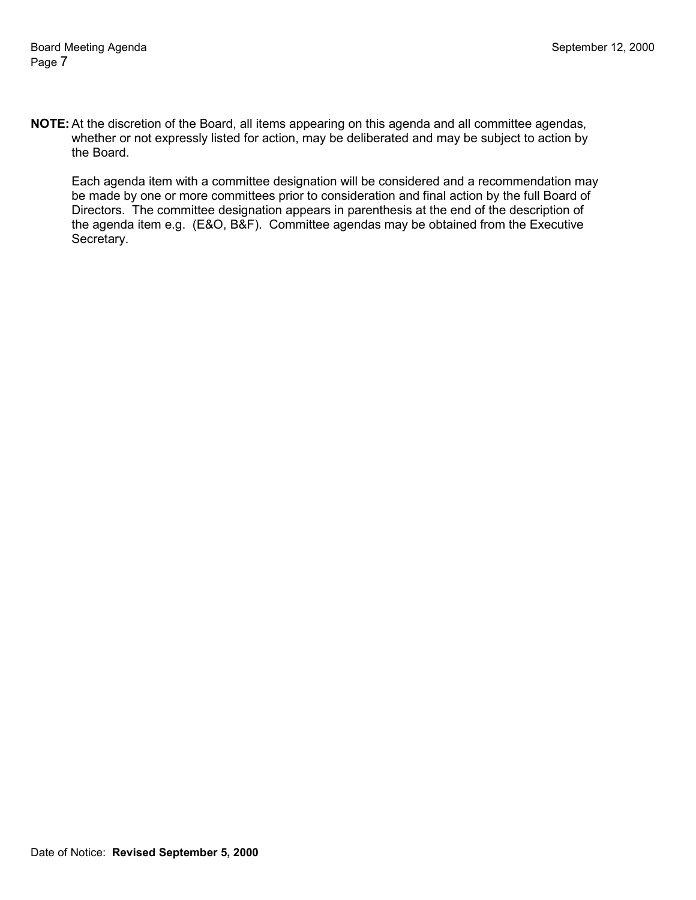**NOTE:** At the discretion of the Board, all items appearing on this agenda and all committee agendas, whether or not expressly listed for action, may be deliberated and may be subject to action by the Board.

Each agenda item with a committee designation will be considered and a recommendation may be made by one or more committees prior to consideration and final action by the full Board of Directors. The committee designation appears in parenthesis at the end of the description of the agenda item e.g. (E&O, B&F). Committee agendas may be obtained from the Executive Secretary.

Date of Notice: **Revised September 5, 2000**